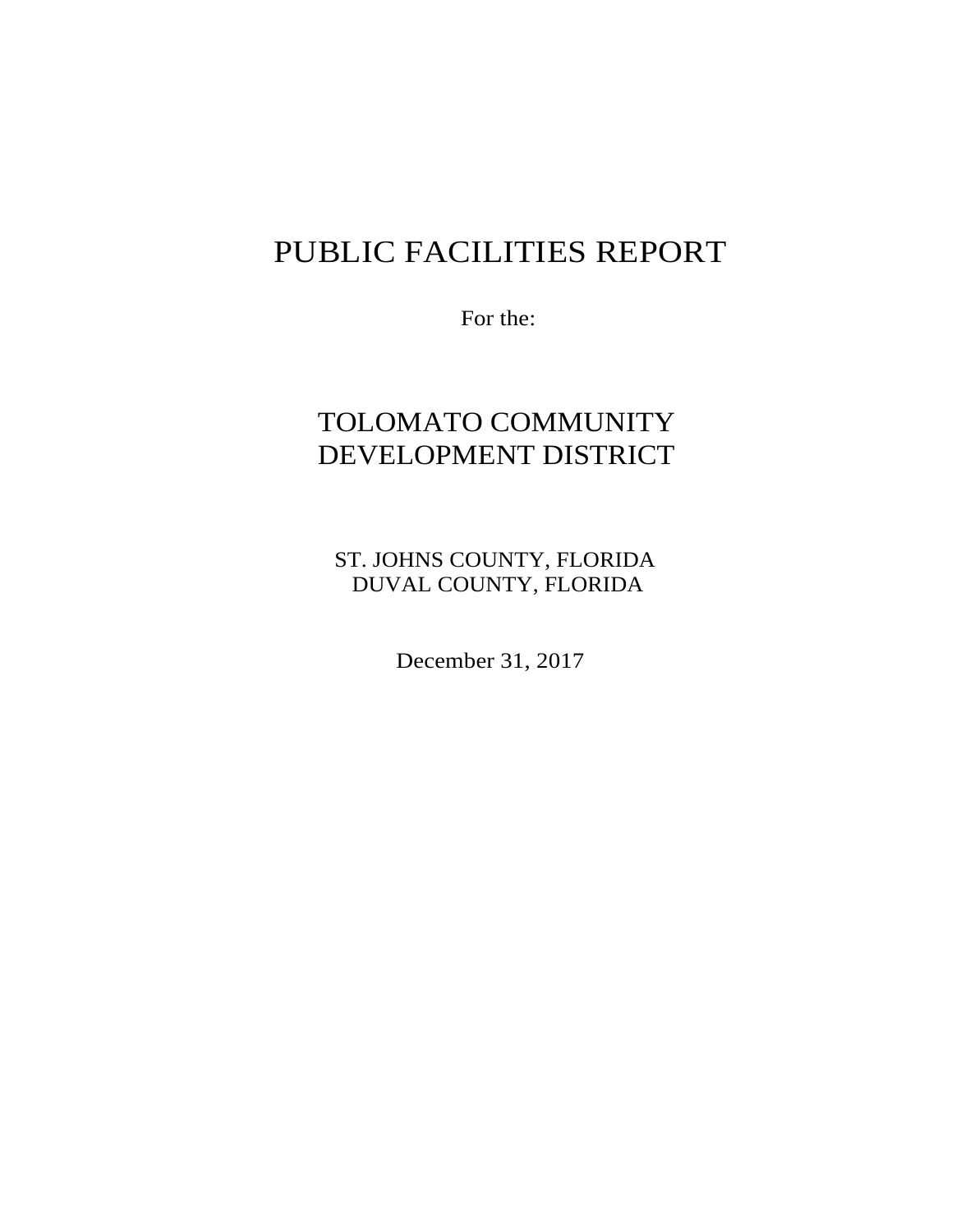# PUBLIC FACILITIES REPORT

For the:

## TOLOMATO COMMUNITY DEVELOPMENT DISTRICT

ST. JOHNS COUNTY, FLORIDA
DUVAL COUNTY, FLORIDA

December 31, 2017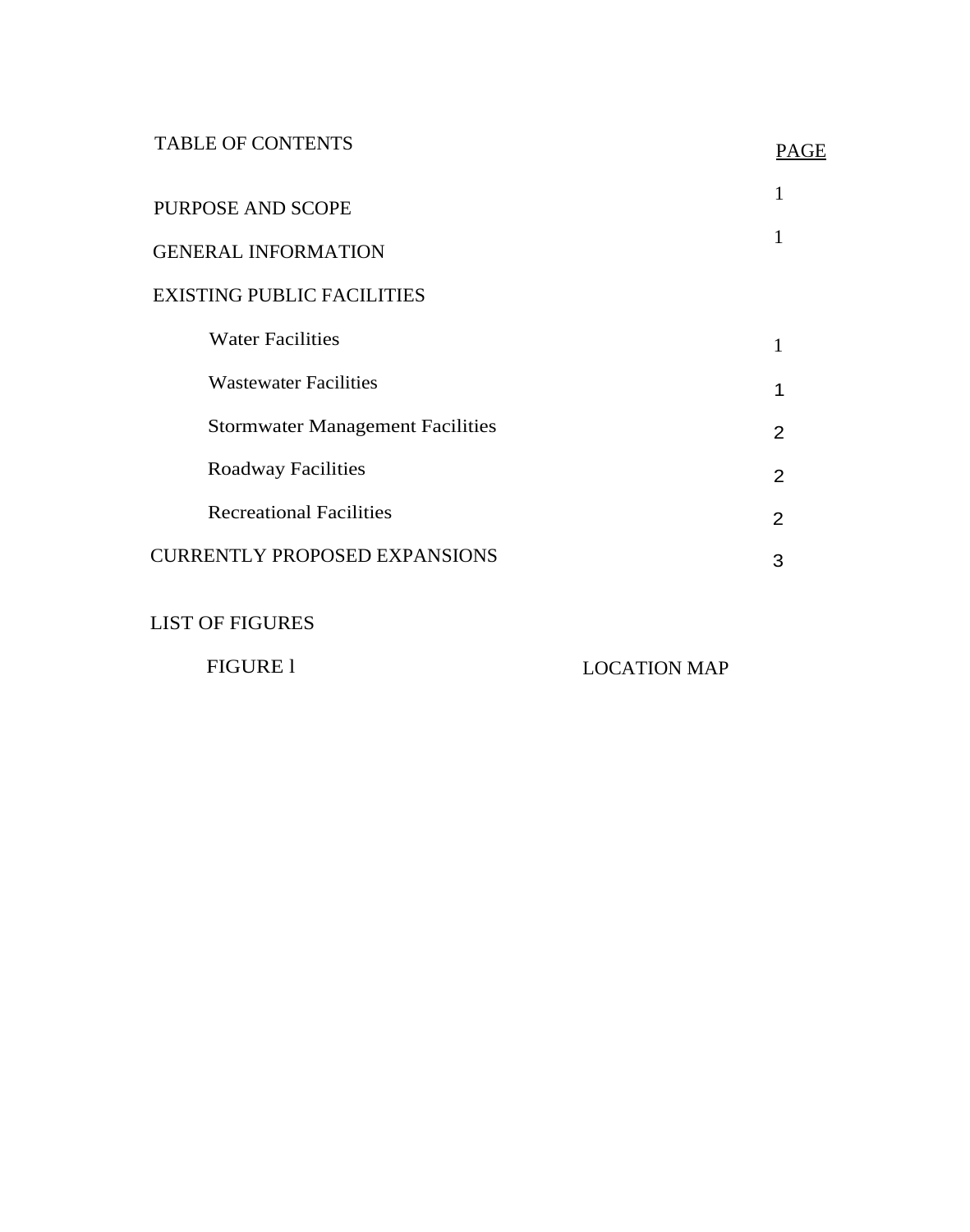# TABLE OF CONTENTS

| | PAGE |
|---|---|
| PURPOSE AND SCOPE | 1 |
| GENERAL INFORMATION | 1 |
| EXISTING PUBLIC FACILITIES | |
| Water Facilities | 1 |
| Wastewater Facilities | 1 |
| Stormwater Management Facilities | 2 |
| Roadway Facilities | 2 |
| Recreational Facilities | 2 |
| CURRENTLY PROPOSED EXPANSIONS | 3 |

## LIST OF FIGURES

| | |
|---|---|
| FIGURE l | LOCATION MAP |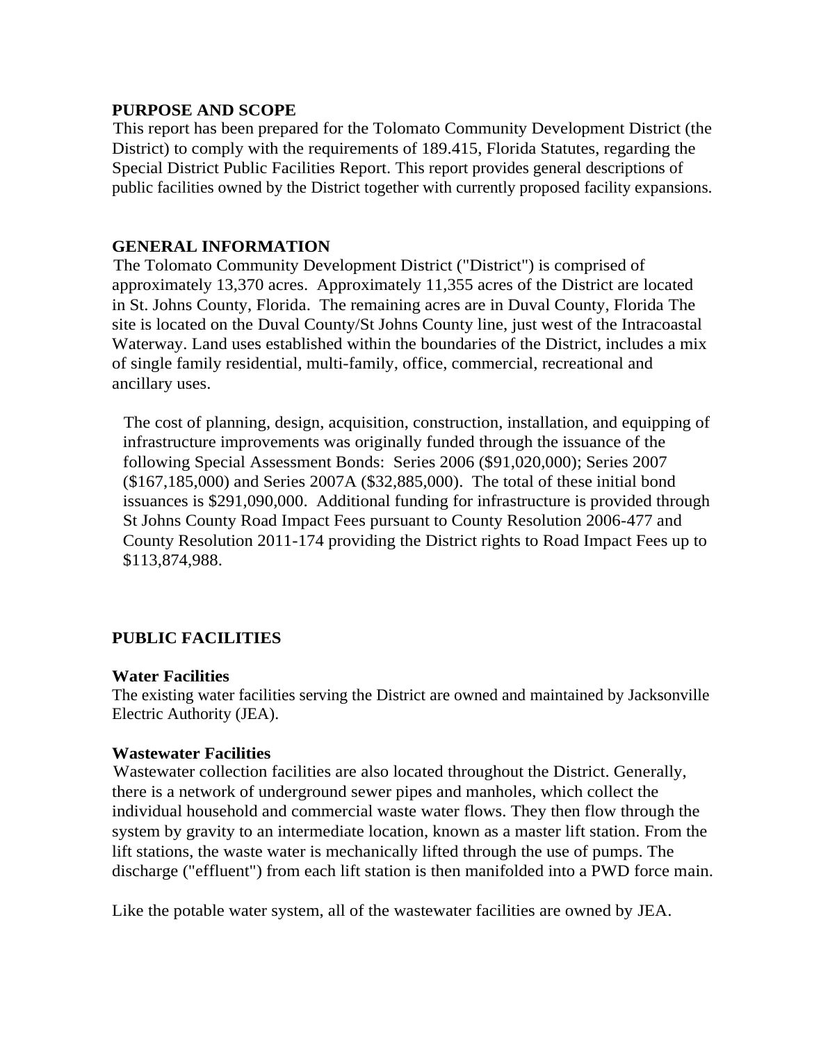## PURPOSE AND SCOPE

This report has been prepared for the Tolomato Community Development District (the District) to comply with the requirements of 189.415, Florida Statutes, regarding the Special District Public Facilities Report. This report provides general descriptions of public facilities owned by the District together with currently proposed facility expansions.

## GENERAL INFORMATION

The Tolomato Community Development District ("District") is comprised of approximately 13,370 acres. Approximately 11,355 acres of the District are located in St. Johns County, Florida. The remaining acres are in Duval County, Florida The site is located on the Duval County/St Johns County line, just west of the Intracoastal Waterway. Land uses established within the boundaries of the District, includes a mix of single family residential, multi-family, office, commercial, recreational and ancillary uses.

The cost of planning, design, acquisition, construction, installation, and equipping of infrastructure improvements was originally funded through the issuance of the following Special Assessment Bonds: Series 2006 ($91,020,000); Series 2007 ($167,185,000) and Series 2007A ($32,885,000). The total of these initial bond issuances is $291,090,000. Additional funding for infrastructure is provided through St Johns County Road Impact Fees pursuant to County Resolution 2006-477 and County Resolution 2011-174 providing the District rights to Road Impact Fees up to $113,874,988.

## PUBLIC FACILITIES

### Water Facilities

The existing water facilities serving the District are owned and maintained by Jacksonville Electric Authority (JEA).

### Wastewater Facilities

Wastewater collection facilities are also located throughout the District. Generally, there is a network of underground sewer pipes and manholes, which collect the individual household and commercial waste water flows. They then flow through the system by gravity to an intermediate location, known as a master lift station. From the lift stations, the waste water is mechanically lifted through the use of pumps. The discharge ("effluent") from each lift station is then manifolded into a PWD force main.

Like the potable water system, all of the wastewater facilities are owned by JEA.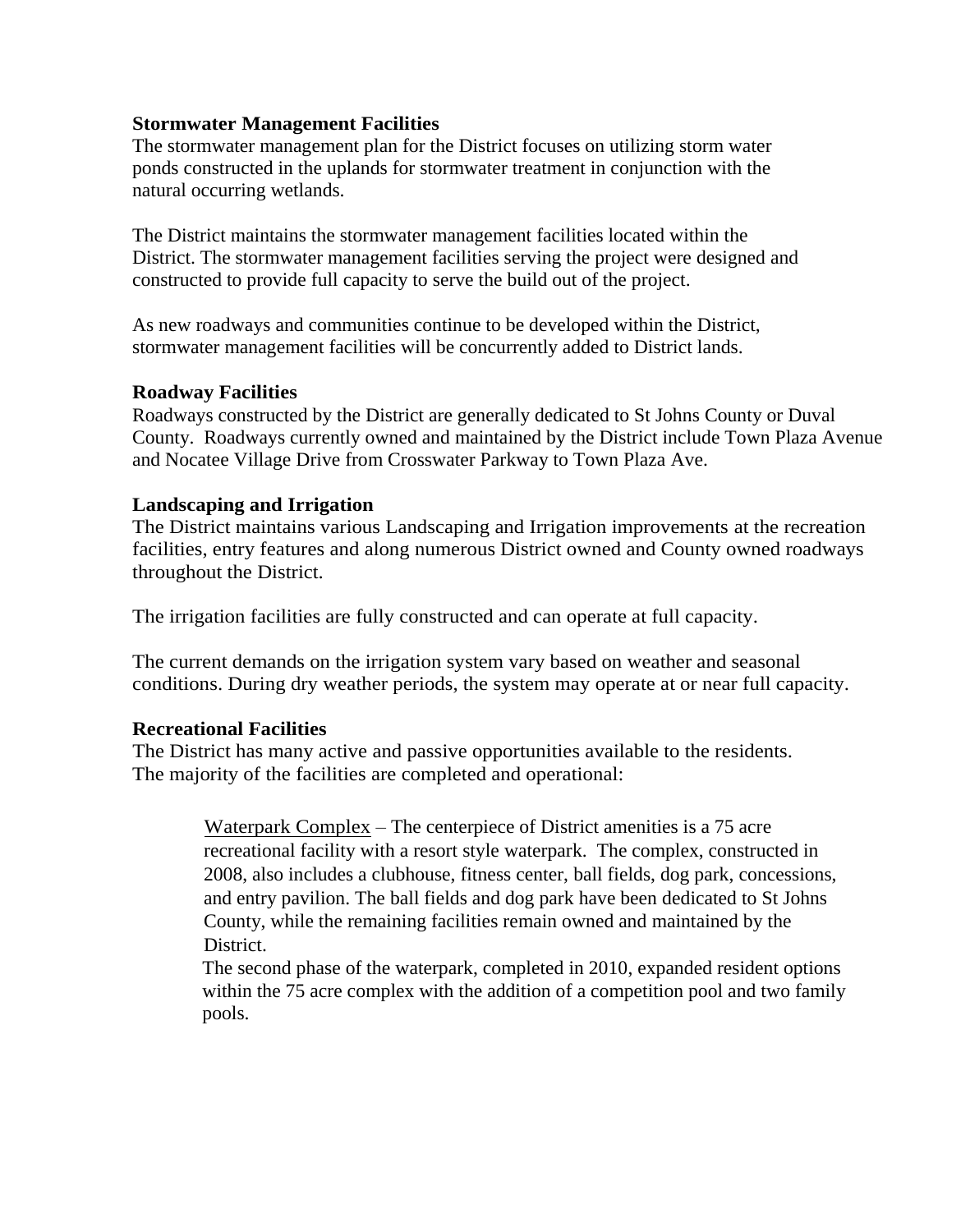**Stormwater Management Facilities**

The stormwater management plan for the District focuses on utilizing storm water ponds constructed in the uplands for stormwater treatment in conjunction with the natural occurring wetlands.

The District maintains the stormwater management facilities located within the District. The stormwater management facilities serving the project were designed and constructed to provide full capacity to serve the build out of the project.

As new roadways and communities continue to be developed within the District, stormwater management facilities will be concurrently added to District lands.

**Roadway Facilities**

Roadways constructed by the District are generally dedicated to St Johns County or Duval County. Roadways currently owned and maintained by the District include Town Plaza Avenue and Nocatee Village Drive from Crosswater Parkway to Town Plaza Ave.

**Landscaping and Irrigation**

The District maintains various Landscaping and Irrigation improvements at the recreation facilities, entry features and along numerous District owned and County owned roadways throughout the District.

The irrigation facilities are fully constructed and can operate at full capacity.

The current demands on the irrigation system vary based on weather and seasonal conditions. During dry weather periods, the system may operate at or near full capacity.

**Recreational Facilities**

The District has many active and passive opportunities available to the residents. The majority of the facilities are completed and operational:

> Waterpark Complex – The centerpiece of District amenities is a 75 acre recreational facility with a resort style waterpark. The complex, constructed in 2008, also includes a clubhouse, fitness center, ball fields, dog park, concessions, and entry pavilion. The ball fields and dog park have been dedicated to St Johns County, while the remaining facilities remain owned and maintained by the District.
>
> The second phase of the waterpark, completed in 2010, expanded resident options within the 75 acre complex with the addition of a competition pool and two family pools.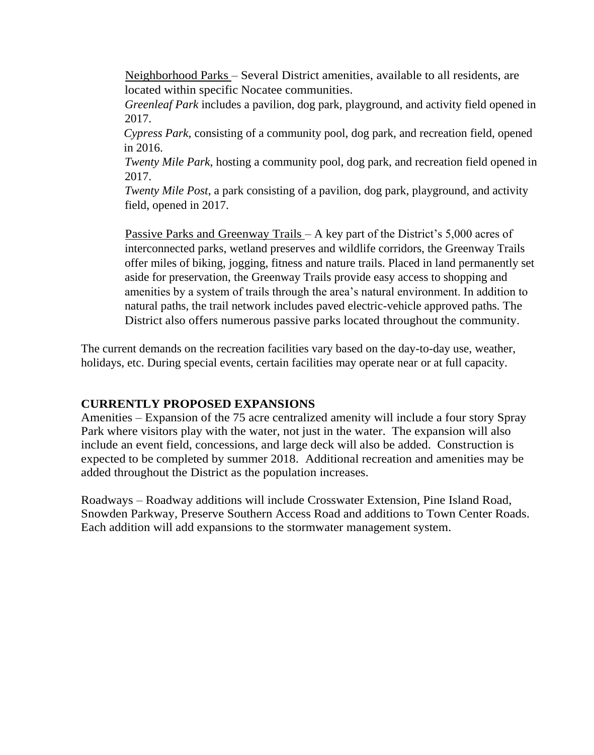Neighborhood Parks – Several District amenities, available to all residents, are located within specific Nocatee communities.

*Greenleaf Park* includes a pavilion, dog park, playground, and activity field opened in 2017.

*Cypress Park*, consisting of a community pool, dog park, and recreation field, opened in 2016.

*Twenty Mile Park*, hosting a community pool, dog park, and recreation field opened in 2017.

*Twenty Mile Post*, a park consisting of a pavilion, dog park, playground, and activity field, opened in 2017.

Passive Parks and Greenway Trails – A key part of the District's 5,000 acres of interconnected parks, wetland preserves and wildlife corridors, the Greenway Trails offer miles of biking, jogging, fitness and nature trails. Placed in land permanently set aside for preservation, the Greenway Trails provide easy access to shopping and amenities by a system of trails through the area's natural environment. In addition to natural paths, the trail network includes paved electric-vehicle approved paths. The District also offers numerous passive parks located throughout the community.

The current demands on the recreation facilities vary based on the day-to-day use, weather, holidays, etc. During special events, certain facilities may operate near or at full capacity.

## CURRENTLY PROPOSED EXPANSIONS

Amenities – Expansion of the 75 acre centralized amenity will include a four story Spray Park where visitors play with the water, not just in the water. The expansion will also include an event field, concessions, and large deck will also be added. Construction is expected to be completed by summer 2018. Additional recreation and amenities may be added throughout the District as the population increases.

Roadways – Roadway additions will include Crosswater Extension, Pine Island Road, Snowden Parkway, Preserve Southern Access Road and additions to Town Center Roads. Each addition will add expansions to the stormwater management system.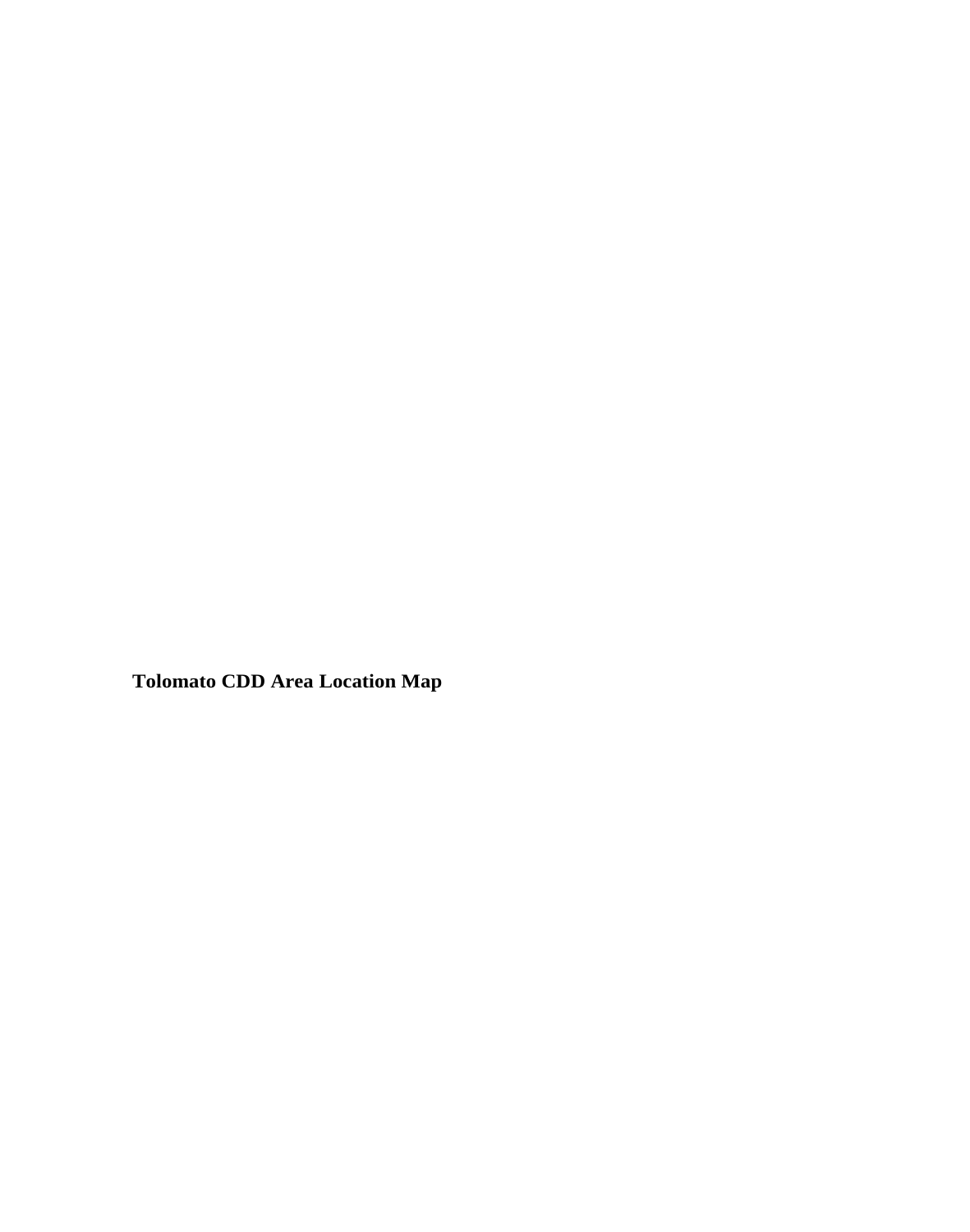**Tolomato CDD Area Location Map**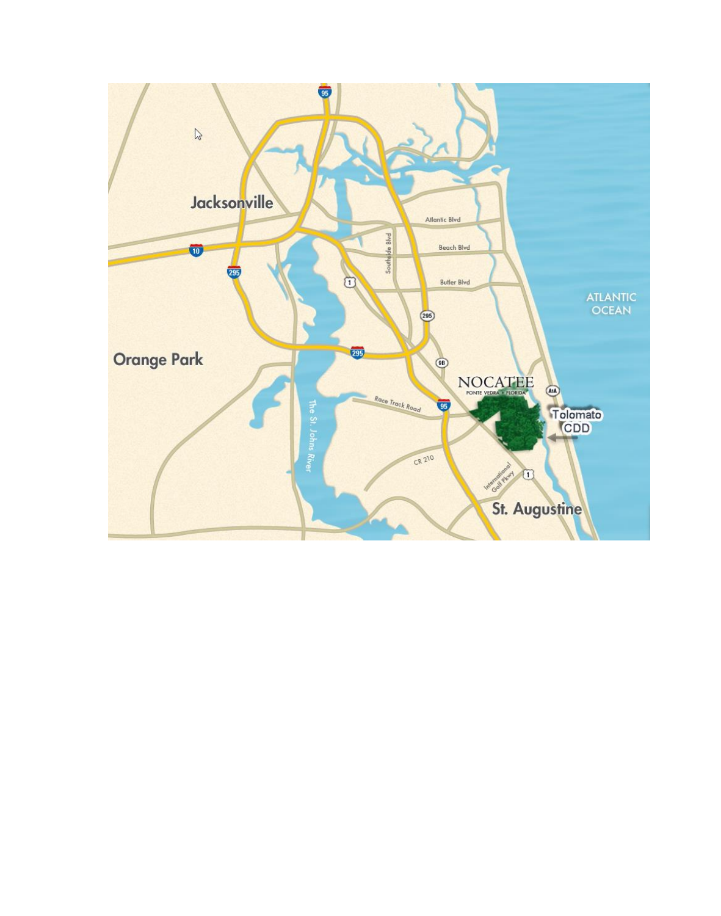Jacksonville

Orange Park

St. Augustine

ATLANTIC OCEAN

NOCATEE

PONTE VEDRA • FLORIDA

Tolomato CDD

Atlantic Blvd

Beach Blvd

Butler Blvd

Southside Blvd

Race Track Road

CR 210

International Golf Pkwy

The St. Johns River

95

10

295

1

9B

A1A